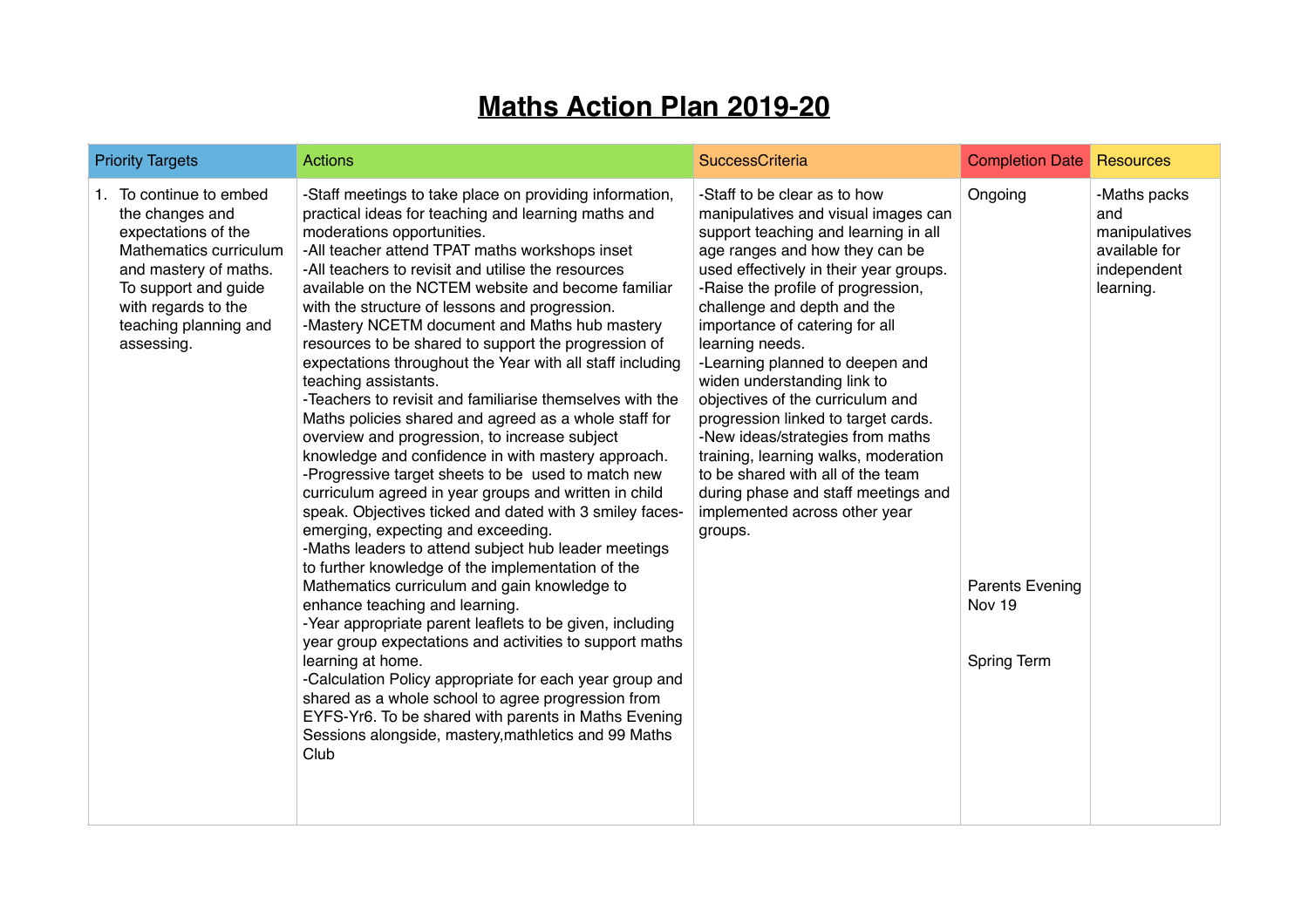# Maths Action Plan 2019-20

| Priority Targets | Actions | SuccessCriteria | Completion Date | Resources |
|---|---|---|---|---|
| 1. To continue to embed the changes and expectations of the Mathematics curriculum and mastery of maths. To support and guide with regards to the teaching planning and assessing. | -Staff meetings to take place on providing information, practical ideas for teaching and learning maths and moderations opportunities.<br>-All teacher attend TPAT maths workshops inset<br>-All teachers to revisit and utilise the resources available on the NCTEM website and become familiar with the structure of lessons and progression.<br>-Mastery NCETM document and Maths hub mastery resources to be shared to support the progression of expectations throughout the Year with all staff including teaching assistants.<br>-Teachers to revisit and familiarise themselves with the Maths policies shared and agreed as a whole staff for overview and progression, to increase subject knowledge and confidence in with mastery approach.<br>-Progressive target sheets to be used to match new curriculum agreed in year groups and written in child speak. Objectives ticked and dated with 3 smiley faces-emerging, expecting and exceeding.<br>-Maths leaders to attend subject hub leader meetings to further knowledge of the implementation of the Mathematics curriculum and gain knowledge to enhance teaching and learning.<br>-Year appropriate parent leaflets to be given, including year group expectations and activities to support maths learning at home.<br>-Calculation Policy appropriate for each year group and shared as a whole school to agree progression from EYFS-Yr6. To be shared with parents in Maths Evening Sessions alongside, mastery,mathletics and 99 Maths Club | -Staff to be clear as to how manipulatives and visual images can support teaching and learning in all age ranges and how they can be used effectively in their year groups.<br>-Raise the profile of progression, challenge and depth and the importance of catering for all learning needs.<br>-Learning planned to deepen and widen understanding link to objectives of the curriculum and progression linked to target cards.<br>-New ideas/strategies from maths training, learning walks, moderation to be shared with all of the team during phase and staff meetings and implemented across other year groups. | Ongoing<br><br>Parents Evening Nov 19<br><br>Spring Term | -Maths packs and manipulatives available for independent learning. |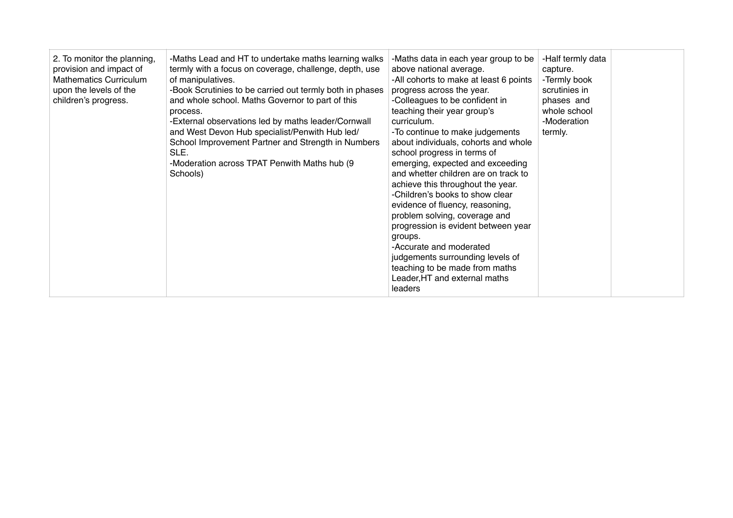| 2. To monitor the planning, provision and impact of Mathematics Curriculum upon the levels of the children's progress. | -Maths Lead and HT to undertake maths learning walks termly with a focus on coverage, challenge, depth, use of manipulatives.<br>-Book Scrutinies to be carried out termly both in phases and whole school. Maths Governor to part of this process.<br>-External observations led by maths leader/Cornwall and West Devon Hub specialist/Penwith Hub led/ School Improvement Partner and Strength in Numbers SLE.<br>-Moderation across TPAT Penwith Maths hub (9 Schools) | -Maths data in each year group to be above national average.<br>-All cohorts to make at least 6 points progress across the year.<br>-Colleagues to be confident in teaching their year group's curriculum.<br>-To continue to make judgements about individuals, cohorts and whole school progress in terms of emerging, expected and exceeding and whetter children are on track to achieve this throughout the year.<br>-Children's books to show clear evidence of fluency, reasoning, problem solving, coverage and progression is evident between year groups.<br>-Accurate and moderated judgements surrounding levels of teaching to be made from maths Leader,HT and external maths leaders | -Half termly data capture.<br>-Termly book scrutinies in phases and whole school<br>-Moderation termly. | |
|---|---|---|---|---|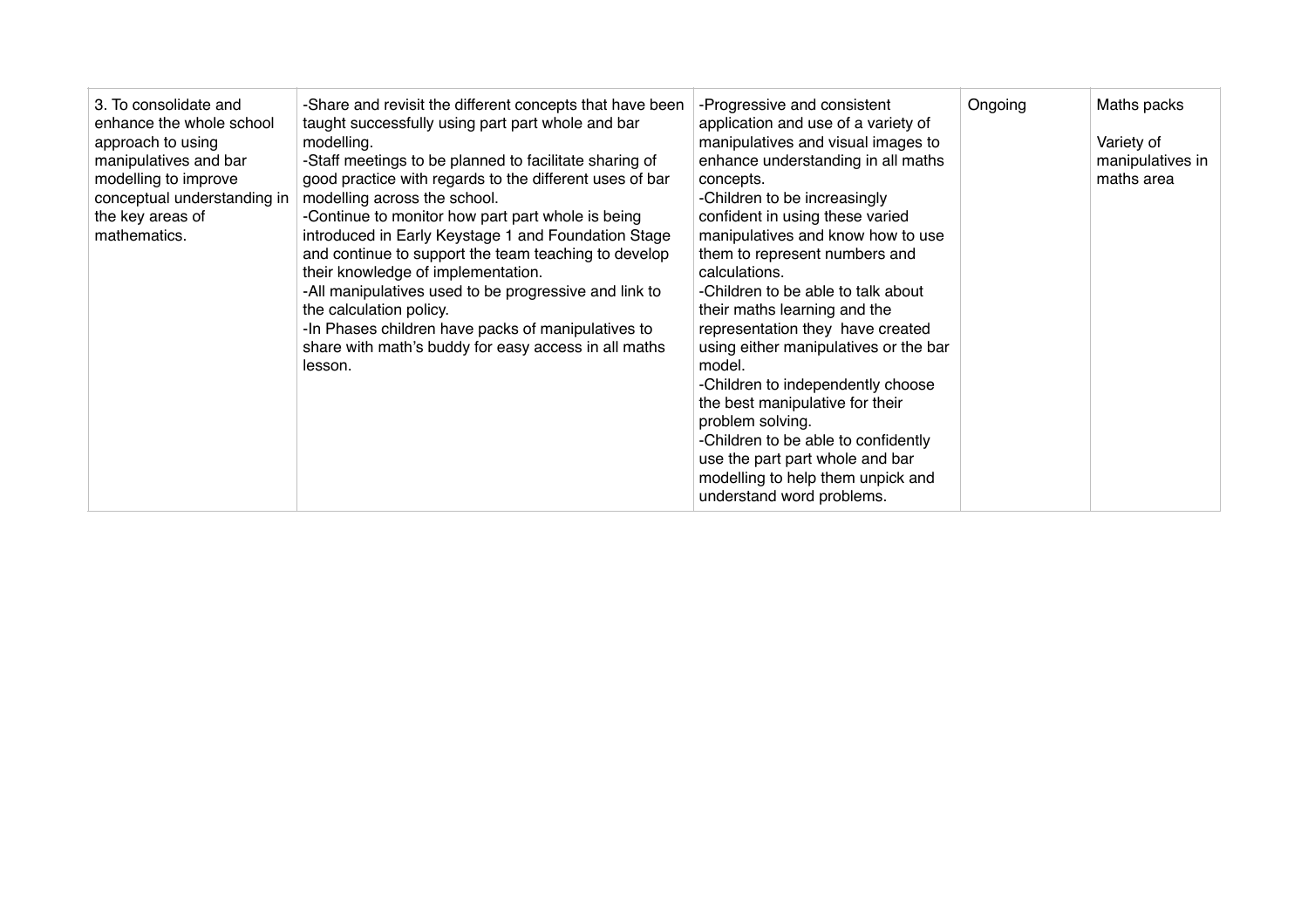| 3. To consolidate and enhance the whole school approach to using manipulatives and bar modelling to improve conceptual understanding in the key areas of mathematics. | -Share and revisit the different concepts that have been taught successfully using part part whole and bar modelling.<br>-Staff meetings to be planned to facilitate sharing of good practice with regards to the different uses of bar modelling across the school.<br>-Continue to monitor how part part whole is being introduced in Early Keystage 1 and Foundation Stage and continue to support the team teaching to develop their knowledge of implementation.<br>-All manipulatives used to be progressive and link to the calculation policy.<br>-In Phases children have packs of manipulatives to share with math's buddy for easy access in all maths lesson. | -Progressive and consistent application and use of a variety of manipulatives and visual images to enhance understanding in all maths concepts.<br>-Children to be increasingly confident in using these varied manipulatives and know how to use them to represent numbers and calculations.<br>-Children to be able to talk about their maths learning and the representation they have created using either manipulatives or the bar model.<br>-Children to independently choose the best manipulative for their problem solving.<br>-Children to be able to confidently use the part part whole and bar modelling to help them unpick and understand word problems. | Ongoing | Maths packs<br><br>Variety of manipulatives in maths area |
|---|---|---|---|---|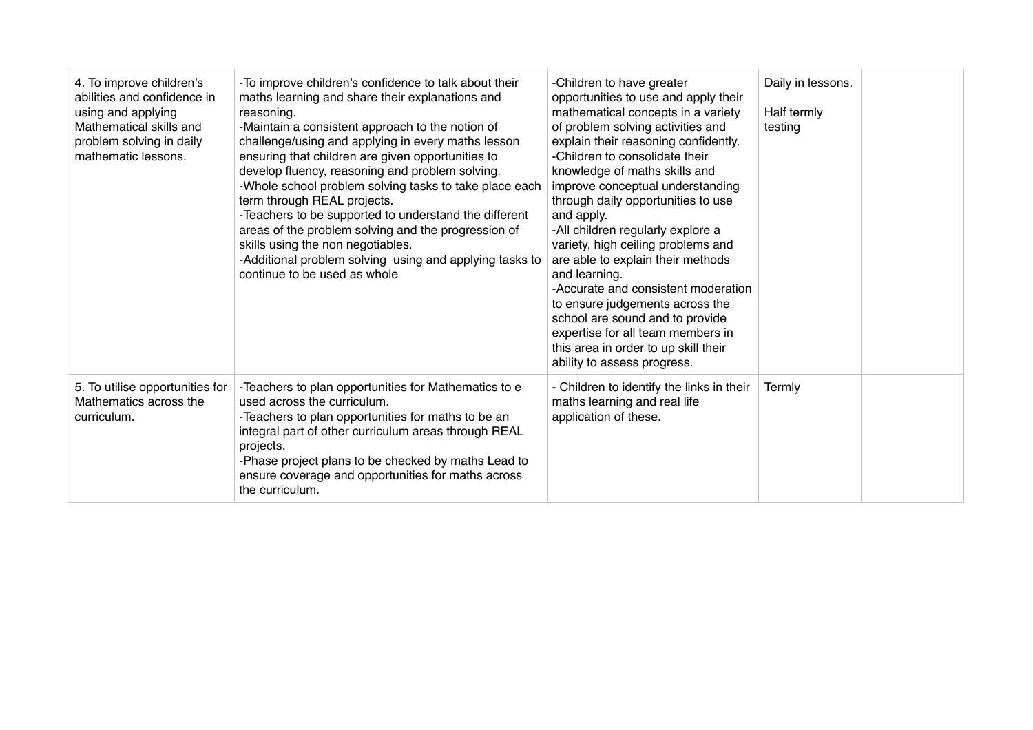| | | | | |
|---|---|---|---|---|
| 4. To improve children's abilities and confidence in using and applying Mathematical skills and problem solving in daily mathematic lessons. | -To improve children's confidence to talk about their maths learning and share their explanations and reasoning.<br>-Maintain a consistent approach to the notion of challenge/using and applying in every maths lesson ensuring that children are given opportunities to develop fluency, reasoning and problem solving.<br>-Whole school problem solving tasks to take place each term through REAL projects.<br>-Teachers to be supported to understand the different areas of the problem solving and the progression of skills using the non negotiables.<br>-Additional problem solving using and applying tasks to continue to be used as whole | -Children to have greater opportunities to use and apply their mathematical concepts in a variety of problem solving activities and explain their reasoning confidently.<br>-Children to consolidate their knowledge of maths skills and improve conceptual understanding through daily opportunities to use and apply.<br>-All children regularly explore a variety, high ceiling problems and are able to explain their methods and learning.<br>-Accurate and consistent moderation to ensure judgements across the school are sound and to provide expertise for all team members in this area in order to up skill their ability to assess progress. | Daily in lessons.<br><br>Half termly testing | |
| 5. To utilise opportunities for Mathematics across the curriculum. | -Teachers to plan opportunities for Mathematics to e used across the curriculum.<br>-Teachers to plan opportunities for maths to be an integral part of other curriculum areas through REAL projects.<br>-Phase project plans to be checked by maths Lead to ensure coverage and opportunities for maths across the curriculum. | - Children to identify the links in their maths learning and real life application of these. | Termly | |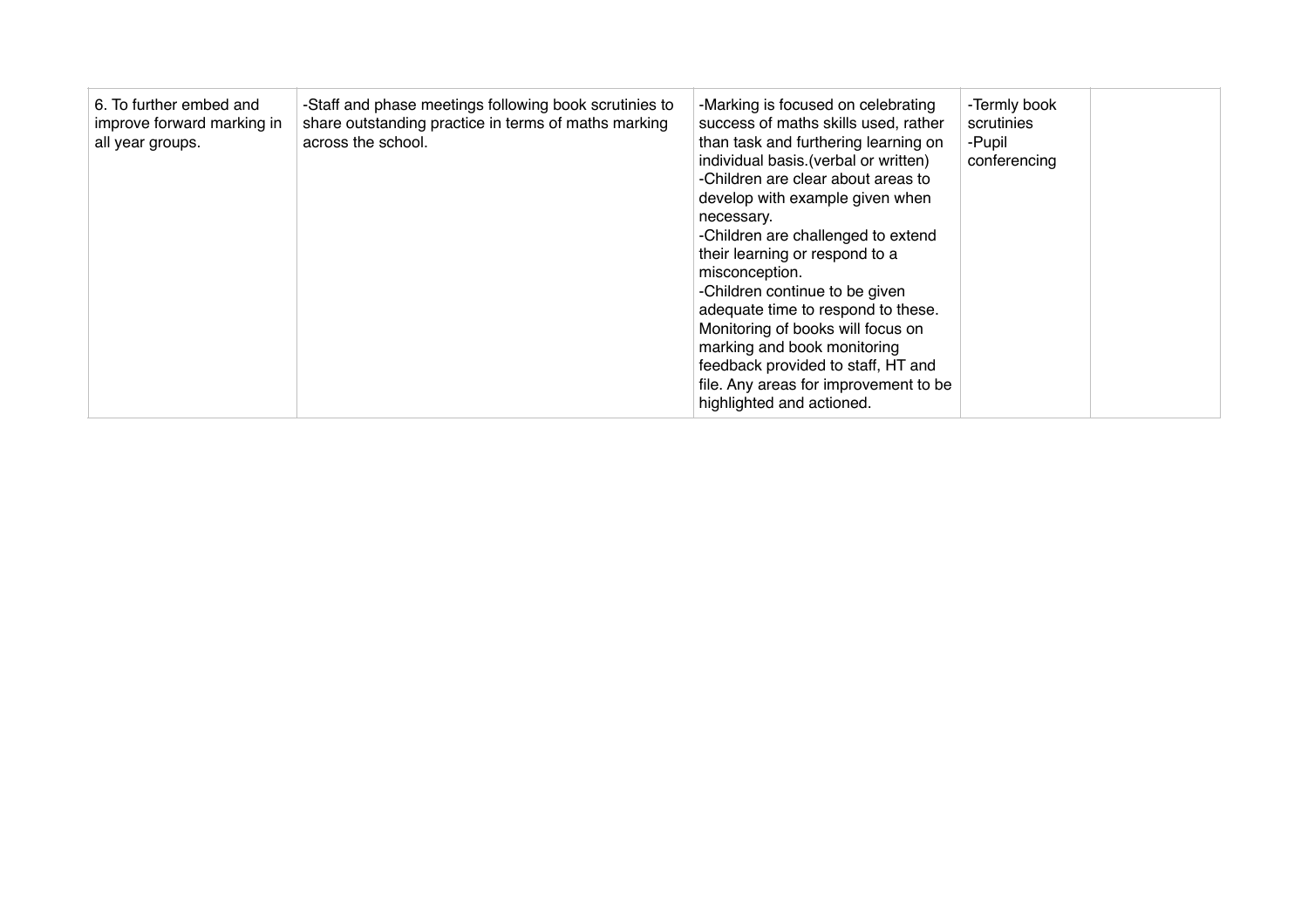| | | | | |
|---|---|---|---|---|
| 6. To further embed and improve forward marking in all year groups. | -Staff and phase meetings following book scrutinies to share outstanding practice in terms of maths marking across the school. | -Marking is focused on celebrating success of maths skills used, rather than task and furthering learning on individual basis.(verbal or written)<br>-Children are clear about areas to develop with example given when necessary.<br>-Children are challenged to extend their learning or respond to a misconception.<br>-Children continue to be given adequate time to respond to these. Monitoring of books will focus on marking and book monitoring feedback provided to staff, HT and file. Any areas for improvement to be highlighted and actioned. | -Termly book scrutinies<br>-Pupil conferencing | |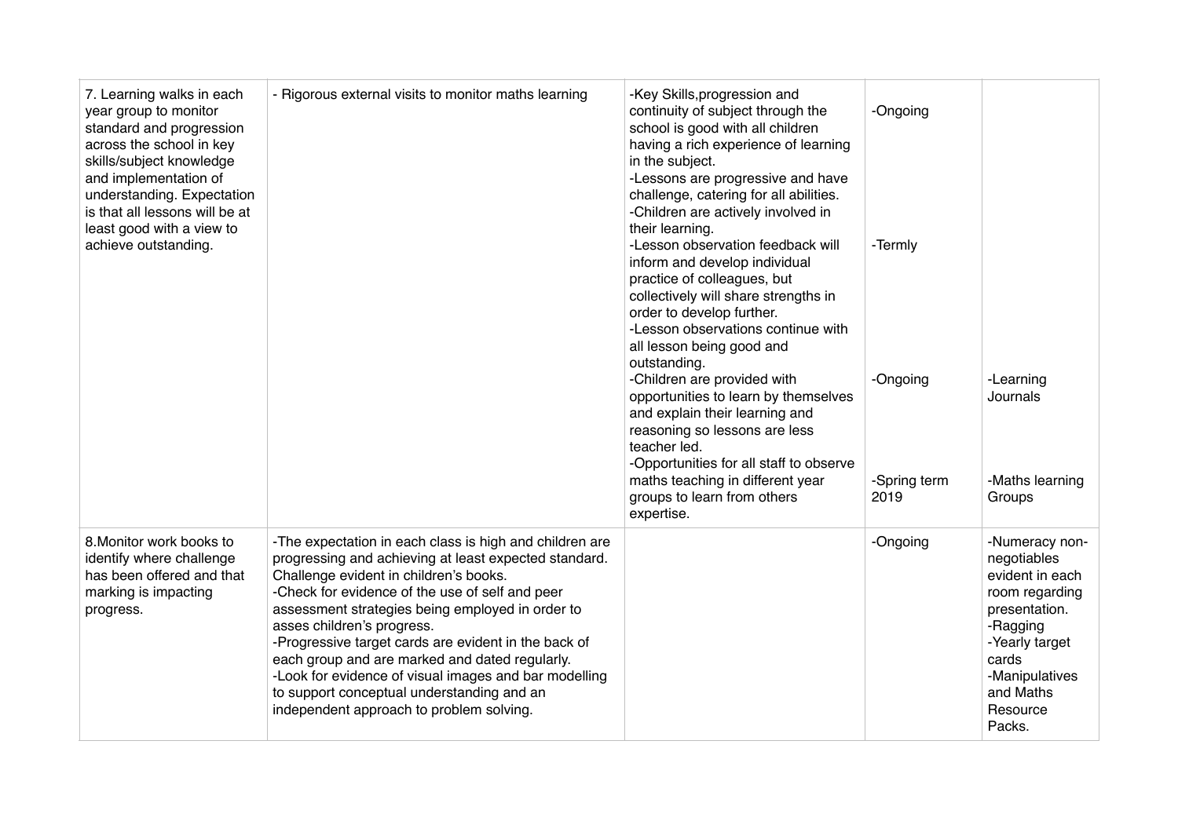| | | | | |
|---|---|---|---|---|
| 7. Learning walks in each year group to monitor standard and progression across the school in key skills/subject knowledge and implementation of understanding. Expectation is that all lessons will be at least good with a view to achieve outstanding. | - Rigorous external visits to monitor maths learning | -Key Skills,progression and continuity of subject through the school is good with all children having a rich experience of learning in the subject.<br>-Lessons are progressive and have challenge, catering for all abilities.<br>-Children are actively involved in their learning.<br>-Lesson observation feedback will inform and develop individual practice of colleagues, but collectively will share strengths in order to develop further.<br>-Lesson observations continue with all lesson being good and outstanding.<br>-Children are provided with opportunities to learn by themselves and explain their learning and reasoning so lessons are less teacher led.<br>-Opportunities for all staff to observe maths teaching in different year groups to learn from others expertise. | -Ongoing<br><br>-Termly<br><br>-Ongoing<br><br>-Spring term 2019 | -Learning Journals<br><br>-Maths learning Groups |
| 8.Monitor work books to identify where challenge has been offered and that marking is impacting progress. | -The expectation in each class is high and children are progressing and achieving at least expected standard. Challenge evident in children's books.<br>-Check for evidence of the use of self and peer assessment strategies being employed in order to asses children's progress.<br>-Progressive target cards are evident in the back of each group and are marked and dated regularly.<br>-Look for evidence of visual images and bar modelling to support conceptual understanding and an independent approach to problem solving. | | -Ongoing | -Numeracy non-negotiables evident in each room regarding presentation.<br>-Ragging<br>-Yearly target cards<br>-Manipulatives and Maths Resource Packs. |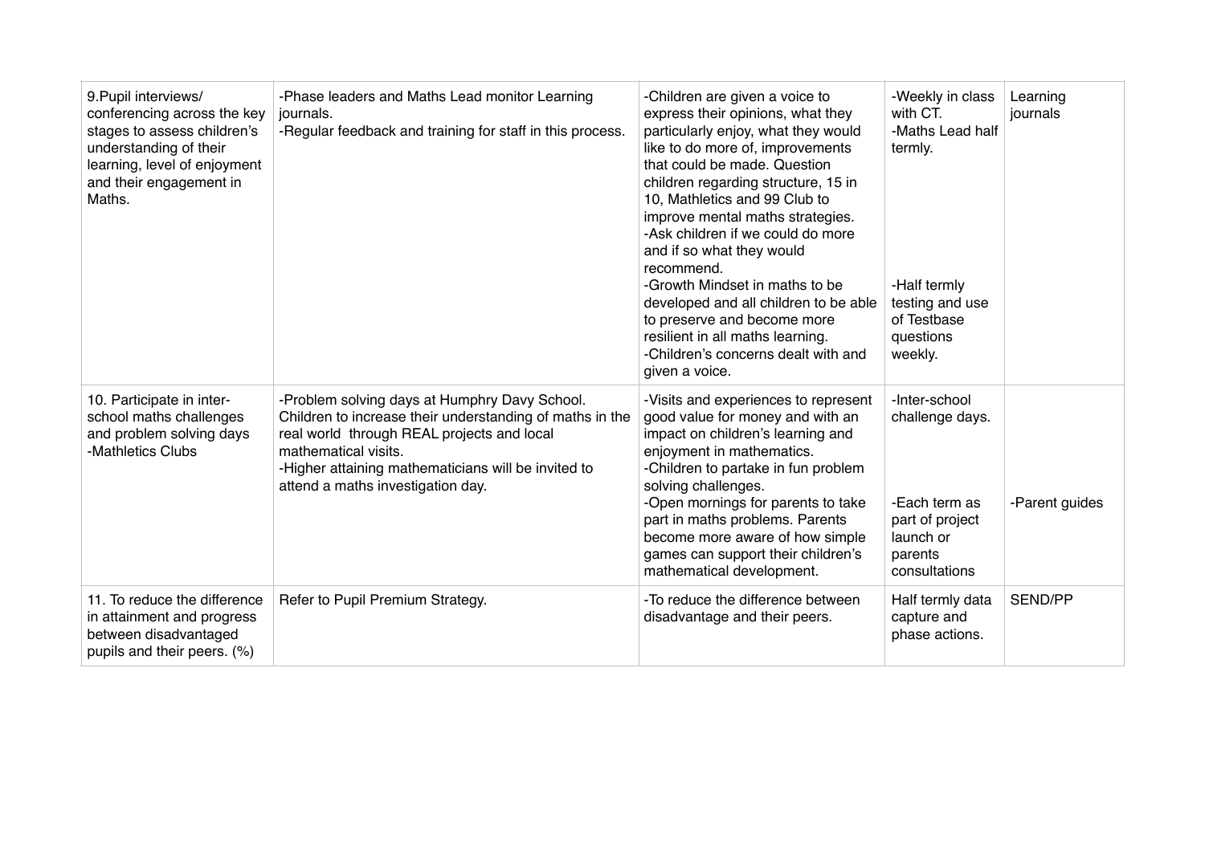| | | | | |
|---|---|---|---|---|
| 9.Pupil interviews/ conferencing across the key stages to assess children's understanding of their learning, level of enjoyment and their engagement in Maths. | -Phase leaders and Maths Lead monitor Learning journals.<br>-Regular feedback and training for staff in this process. | -Children are given a voice to express their opinions, what they particularly enjoy, what they would like to do more of, improvements that could be made. Question children regarding structure, 15 in 10, Mathletics and 99 Club to improve mental maths strategies.<br>-Ask children if we could do more and if so what they would recommend.<br>-Growth Mindset in maths to be developed and all children to be able to preserve and become more resilient in all maths learning.<br>-Children's concerns dealt with and given a voice. | -Weekly in class with CT.<br>-Maths Lead half termly.<br><br>-Half termly testing and use of Testbase questions weekly. | Learning journals |
| 10. Participate in inter-school maths challenges and problem solving days<br>-Mathletics Clubs | -Problem solving days at Humphry Davy School. Children to increase their understanding of maths in the real world through REAL projects and local mathematical visits.<br>-Higher attaining mathematicians will be invited to attend a maths investigation day. | -Visits and experiences to represent good value for money and with an impact on children's learning and enjoyment in mathematics.<br>-Children to partake in fun problem solving challenges.<br>-Open mornings for parents to take part in maths problems. Parents become more aware of how simple games can support their children's mathematical development. | -Inter-school challenge days.<br><br>-Each term as part of project launch or parents consultations | -Parent guides |
| 11. To reduce the difference in attainment and progress between disadvantaged pupils and their peers. (%) | Refer to Pupil Premium Strategy. | -To reduce the difference between disadvantage and their peers. | Half termly data capture and phase actions. | SEND/PP |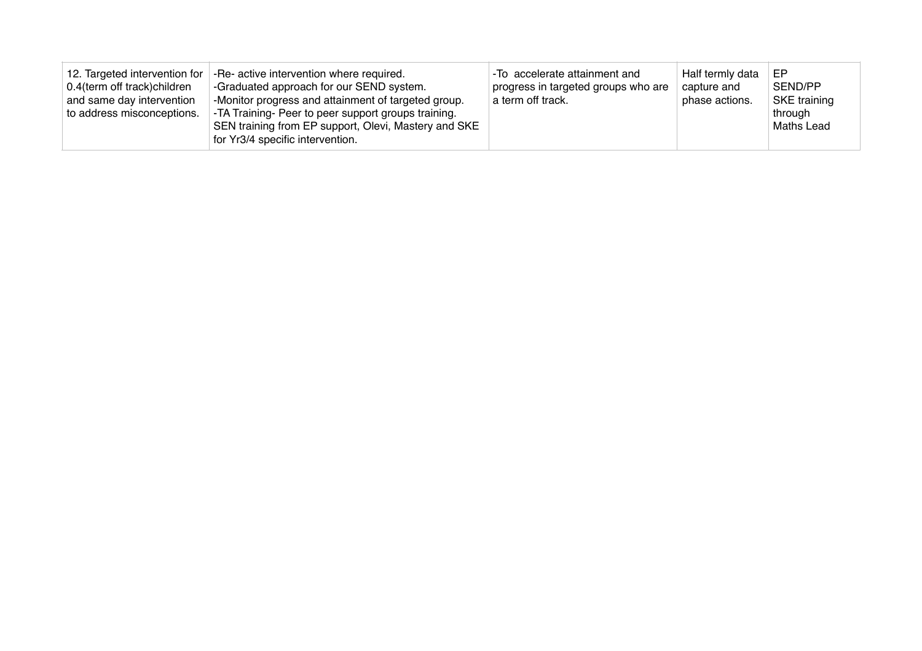| | | | | |
|---|---|---|---|---|
| 12. Targeted intervention for 0.4(term off track)children and same day intervention to address misconceptions. | -Re- active intervention where required.<br>-Graduated approach for our SEND system.<br>-Monitor progress and attainment of targeted group.<br>-TA Training- Peer to peer support groups training. SEN training from EP support, Olevi, Mastery and SKE for Yr3/4 specific intervention. | -To accelerate attainment and progress in targeted groups who are a term off track. | Half termly data capture and phase actions. | EP<br>SEND/PP<br>SKE training through Maths Lead |